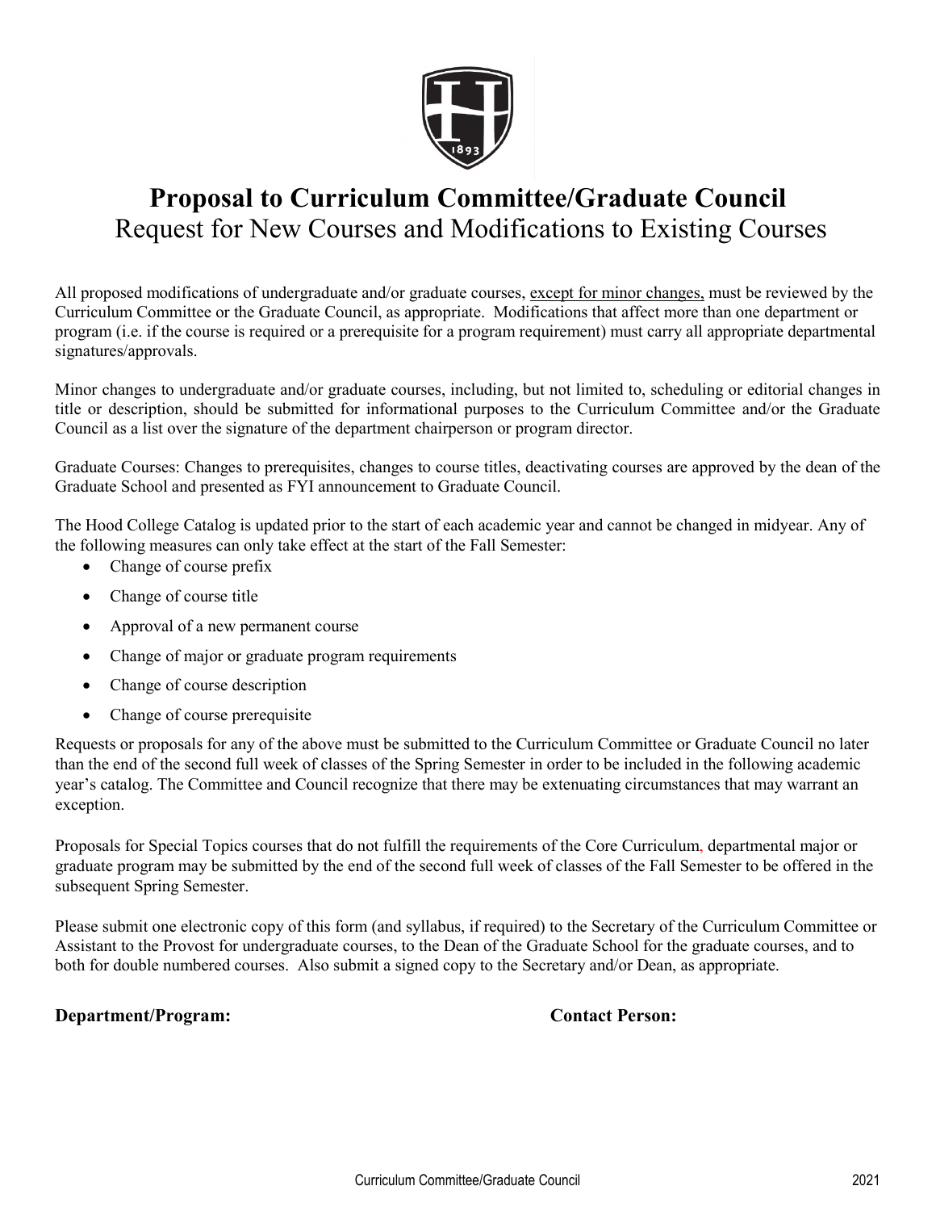# Proposal to Curriculum Committee/Graduate Council

## Request for New Courses and Modifications to Existing Courses

All proposed modifications of undergraduate and/or graduate courses, except for minor changes, must be reviewed by the Curriculum Committee or the Graduate Council, as appropriate. Modifications that affect more than one department or program (i.e. if the course is required or a prerequisite for a program requirement) must carry all appropriate departmental signatures/approvals.

Minor changes to undergraduate and/or graduate courses, including, but not limited to, scheduling or editorial changes in title or description, should be submitted for informational purposes to the Curriculum Committee and/or the Graduate Council as a list over the signature of the department chairperson or program director.

Graduate Courses: Changes to prerequisites, changes to course titles, deactivating courses are approved by the dean of the Graduate School and presented as FYI announcement to Graduate Council.

The Hood College Catalog is updated prior to the start of each academic year and cannot be changed in midyear. Any of the following measures can only take effect at the start of the Fall Semester:

- Change of course prefix
- Change of course title
- Approval of a new permanent course
- Change of major or graduate program requirements
- Change of course description
- Change of course prerequisite

Requests or proposals for any of the above must be submitted to the Curriculum Committee or Graduate Council no later than the end of the second full week of classes of the Spring Semester in order to be included in the following academic year's catalog. The Committee and Council recognize that there may be extenuating circumstances that may warrant an exception.

Proposals for Special Topics courses that do not fulfill the requirements of the Core Curriculum, departmental major or graduate program may be submitted by the end of the second full week of classes of the Fall Semester to be offered in the subsequent Spring Semester.

Please submit one electronic copy of this form (and syllabus, if required) to the Secretary of the Curriculum Committee or Assistant to the Provost for undergraduate courses, to the Dean of the Graduate School for the graduate courses, and to both for double numbered courses. Also submit a signed copy to the Secretary and/or Dean, as appropriate.

**Department/Program:** **Contact Person:**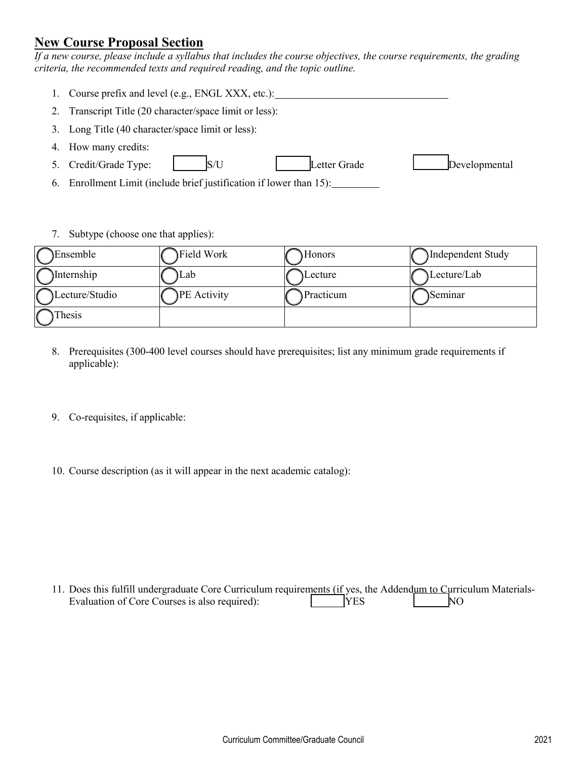## New Course Proposal Section

*If a new course, please include a syllabus that includes the course objectives, the course requirements, the grading criteria, the recommended texts and required reading, and the topic outline.*

1. Course prefix and level (e.g., ENGL XXX, etc.): ________________
2. Transcript Title (20 character/space limit or less):
3. Long Title (40 character/space limit or less):
4. How many credits:
5. Credit/Grade Type: ☐ S/U ☐ Letter Grade ☐ Developmental
6. Enrollment Limit (include brief justification if lower than 15): ________

7. Subtype (choose one that applies):

| | | | |
|---|---|---|---|
| ◯ Ensemble | ◯ Field Work | ◯ Honors | ◯ Independent Study |
| ◯ Internship | ◯ Lab | ◯ Lecture | ◯ Lecture/Lab |
| ◯ Lecture/Studio | ◯ PE Activity | ◯ Practicum | ◯ Seminar |
| ◯ Thesis | | | |

8. Prerequisites (300-400 level courses should have prerequisites; list any minimum grade requirements if applicable):

9. Co-requisites, if applicable:

10. Course description (as it will appear in the next academic catalog):

11. Does this fulfill undergraduate Core Curriculum requirements (if yes, the Addendum to Curriculum Materials-Evaluation of Core Courses is also required): ☐ YES ☐ NO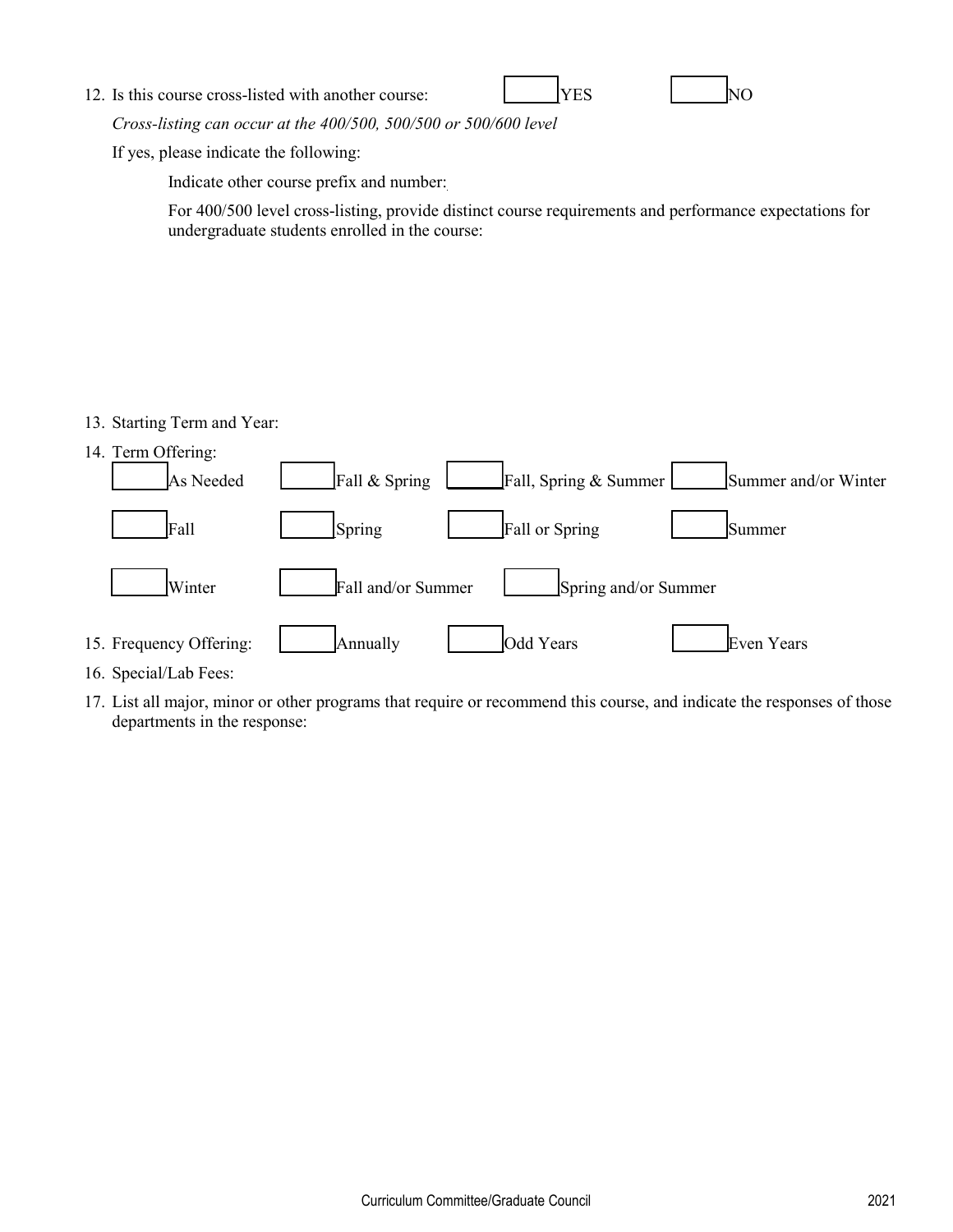12. Is this course cross-listed with another course: ☐ YES ☐ NO

    *Cross-listing can occur at the 400/500, 500/500 or 500/600 level*

    If yes, please indicate the following:

    Indicate other course prefix and number:

    For 400/500 level cross-listing, provide distinct course requirements and performance expectations for undergraduate students enrolled in the course:

13. Starting Term and Year:

14. Term Offering:

    ☐ As Needed ☐ Fall & Spring ☐ Fall, Spring & Summer ☐ Summer and/or Winter

    ☐ Fall ☐ Spring ☐ Fall or Spring ☐ Summer

    ☐ Winter ☐ Fall and/or Summer ☐ Spring and/or Summer

15. Frequency Offering: ☐ Annually ☐ Odd Years ☐ Even Years

16. Special/Lab Fees:

17. List all major, minor or other programs that require or recommend this course, and indicate the responses of those departments in the response: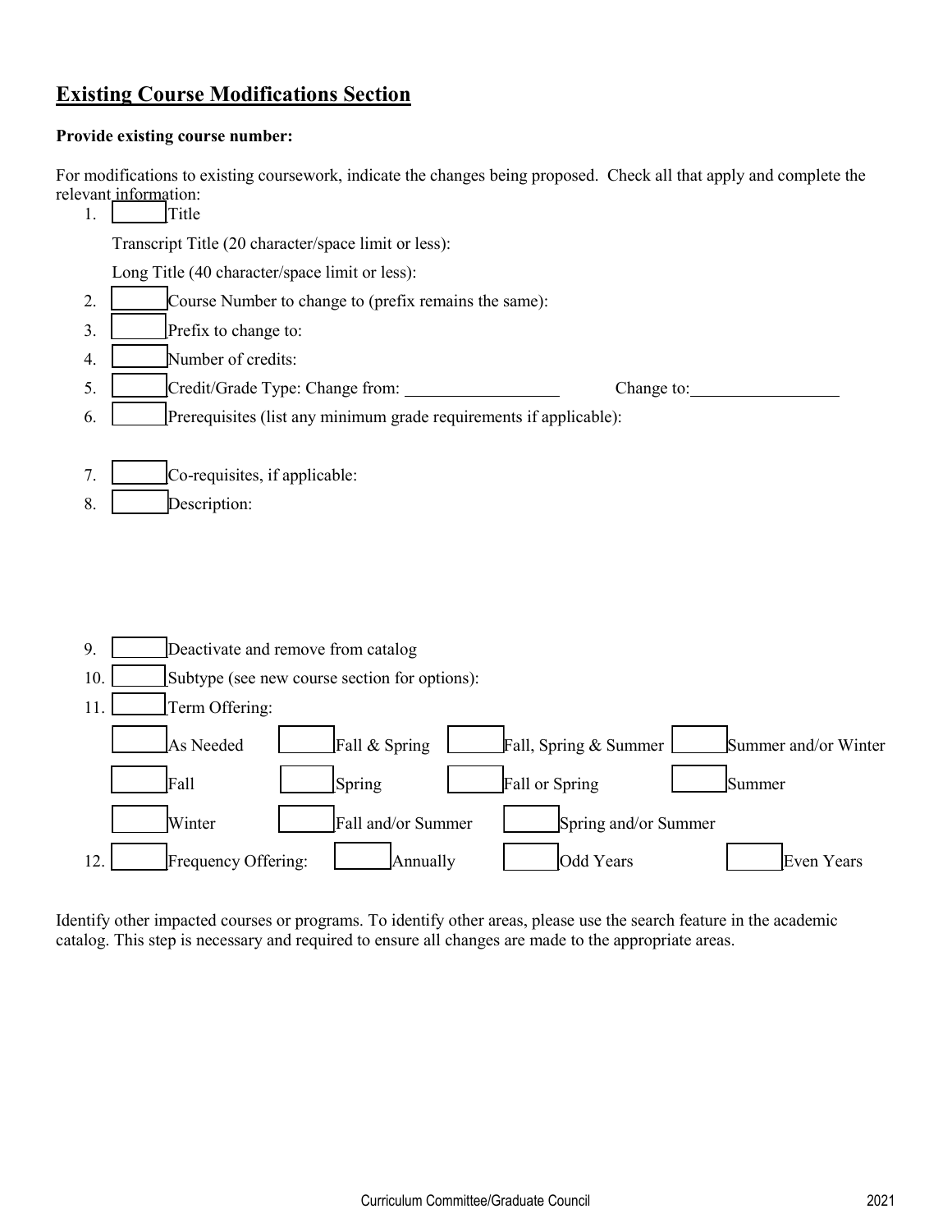## Existing Course Modifications Section

**Provide existing course number:**

For modifications to existing coursework, indicate the changes being proposed. Check all that apply and complete the relevant information:

1. ☐ Title

   Transcript Title (20 character/space limit or less):

   Long Title (40 character/space limit or less):

2. ☐ Course Number to change to (prefix remains the same):
3. ☐ Prefix to change to:
4. ☐ Number of credits:
5. ☐ Credit/Grade Type: Change from: __________________ Change to: __________________
6. ☐ Prerequisites (list any minimum grade requirements if applicable):
7. ☐ Co-requisites, if applicable:
8. ☐ Description:
9. ☐ Deactivate and remove from catalog
10. ☐ Subtype (see new course section for options):
11. ☐ Term Offering:

    ☐ As Needed ☐ Fall & Spring ☐ Fall, Spring & Summer ☐ Summer and/or Winter

    ☐ Fall ☐ Spring ☐ Fall or Spring ☐ Summer

    ☐ Winter ☐ Fall and/or Summer ☐ Spring and/or Summer

12. ☐ Frequency Offering: ☐ Annually ☐ Odd Years ☐ Even Years

Identify other impacted courses or programs. To identify other areas, please use the search feature in the academic catalog. This step is necessary and required to ensure all changes are made to the appropriate areas.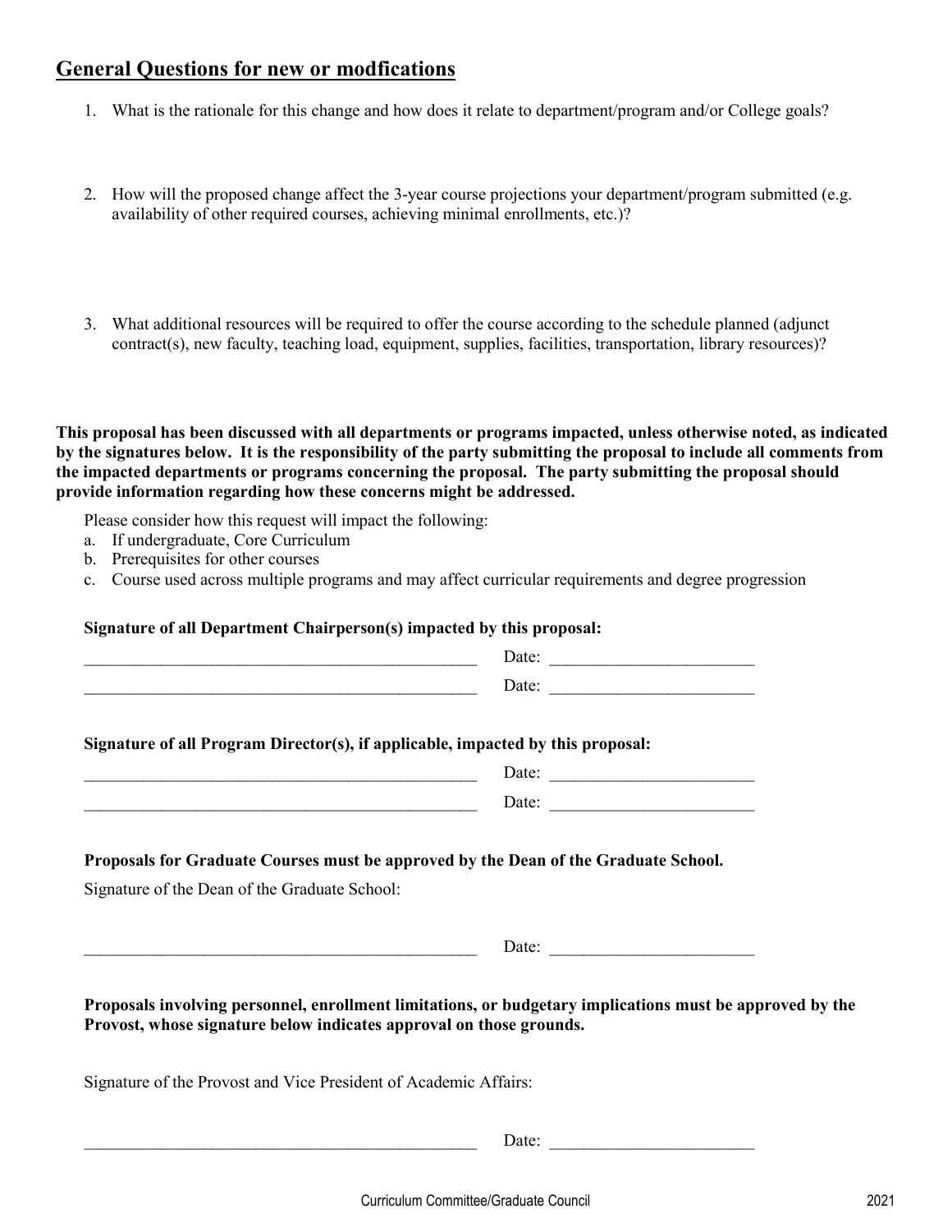## General Questions for new or modfications

1. What is the rationale for this change and how does it relate to department/program and/or College goals?

2. How will the proposed change affect the 3-year course projections your department/program submitted (e.g. availability of other required courses, achieving minimal enrollments, etc.)?

3. What additional resources will be required to offer the course according to the schedule planned (adjunct contract(s), new faculty, teaching load, equipment, supplies, facilities, transportation, library resources)?

**This proposal has been discussed with all departments or programs impacted, unless otherwise noted, as indicated by the signatures below. It is the responsibility of the party submitting the proposal to include all comments from the impacted departments or programs concerning the proposal. The party submitting the proposal should provide information regarding how these concerns might be addressed.**

Please consider how this request will impact the following:

a. If undergraduate, Core Curriculum
b. Prerequisites for other courses
c. Course used across multiple programs and may affect curricular requirements and degree progression

**Signature of all Department Chairperson(s) impacted by this proposal:**

_______________________________________________ Date: ________________________

_______________________________________________ Date: ________________________

**Signature of all Program Director(s), if applicable, impacted by this proposal:**

_______________________________________________ Date: ________________________

_______________________________________________ Date: ________________________

**Proposals for Graduate Courses must be approved by the Dean of the Graduate School.**

Signature of the Dean of the Graduate School:

_______________________________________________ Date: ________________________

**Proposals involving personnel, enrollment limitations, or budgetary implications must be approved by the Provost, whose signature below indicates approval on those grounds.**

Signature of the Provost and Vice President of Academic Affairs:

_______________________________________________ Date: ________________________